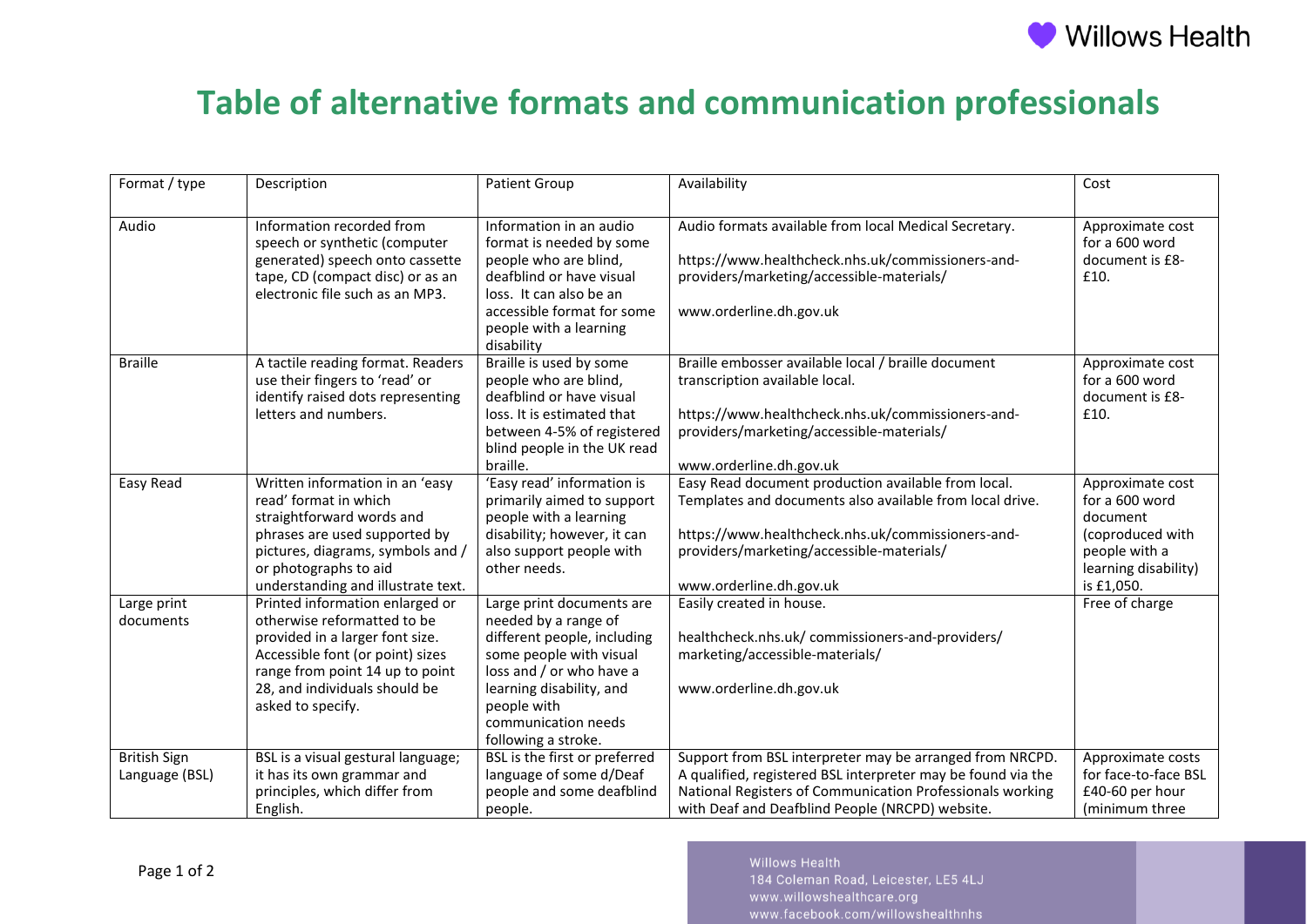# Table of alternative formats and communication professionals

| Format / type | Description | Patient Group | Availability | Cost |
|---|---|---|---|---|
| Audio | Information recorded from speech or synthetic (computer generated) speech onto cassette tape, CD (compact disc) or as an electronic file such as an MP3. | Information in an audio format is needed by some people who are blind, deafblind or have visual loss. It can also be an accessible format for some people with a learning disability | Audio formats available from local Medical Secretary.<br><br>https://www.healthcheck.nhs.uk/commissioners-and-providers/marketing/accessible-materials/<br><br>www.orderline.dh.gov.uk | Approximate cost for a 600 word document is £8-£10. |
| Braille | A tactile reading format. Readers use their fingers to 'read' or identify raised dots representing letters and numbers. | Braille is used by some people who are blind, deafblind or have visual loss. It is estimated that between 4-5% of registered blind people in the UK read braille. | Braille embosser available local / braille document transcription available local.<br><br>https://www.healthcheck.nhs.uk/commissioners-and-providers/marketing/accessible-materials/<br><br>www.orderline.dh.gov.uk | Approximate cost for a 600 word document is £8-£10. |
| Easy Read | Written information in an 'easy read' format in which straightforward words and phrases are used supported by pictures, diagrams, symbols and / or photographs to aid understanding and illustrate text. | 'Easy read' information is primarily aimed to support people with a learning disability; however, it can also support people with other needs. | Easy Read document production available from local. Templates and documents also available from local drive.<br><br>https://www.healthcheck.nhs.uk/commissioners-and-providers/marketing/accessible-materials/<br><br>www.orderline.dh.gov.uk | Approximate cost for a 600 word document (coproduced with people with a learning disability) is £1,050. |
| Large print documents | Printed information enlarged or otherwise reformatted to be provided in a larger font size. Accessible font (or point) sizes range from point 14 up to point 28, and individuals should be asked to specify. | Large print documents are needed by a range of different people, including some people with visual loss and / or who have a learning disability, and people with communication needs following a stroke. | Easily created in house.<br><br>healthcheck.nhs.uk/ commissioners-and-providers/ marketing/accessible-materials/<br><br>www.orderline.dh.gov.uk | Free of charge |
| British Sign Language (BSL) | BSL is a visual gestural language; it has its own grammar and principles, which differ from English. | BSL is the first or preferred language of some d/Deaf people and some deafblind people. | Support from BSL interpreter may be arranged from NRCPD. A qualified, registered BSL interpreter may be found via the National Registers of Communication Professionals working with Deaf and Deafblind People (NRCPD) website. | Approximate costs for face-to-face BSL £40-60 per hour (minimum three |

Willows Health
184 Coleman Road, Leicester, LE5 4LJ
www.willowshealthcare.org
www.facebook.com/willowshealthnhs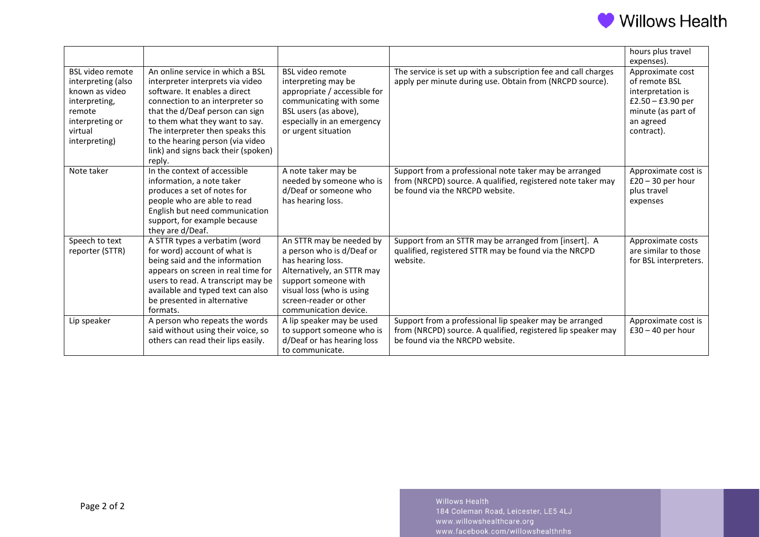| | | | | |
|---|---|---|---|---|
| | | | | hours plus travel expenses). |
| BSL video remote interpreting (also known as video interpreting, remote interpreting or virtual interpreting) | An online service in which a BSL interpreter interprets via video software. It enables a direct connection to an interpreter so that the d/Deaf person can sign to them what they want to say. The interpreter then speaks this to the hearing person (via video link) and signs back their (spoken) reply. | BSL video remote interpreting may be appropriate / accessible for communicating with some BSL users (as above), especially in an emergency or urgent situation | The service is set up with a subscription fee and call charges apply per minute during use. Obtain from (NRCPD source). | Approximate cost of remote BSL interpretation is £2.50 – £3.90 per minute (as part of an agreed contract). |
| Note taker | In the context of accessible information, a note taker produces a set of notes for people who are able to read English but need communication support, for example because they are d/Deaf. | A note taker may be needed by someone who is d/Deaf or someone who has hearing loss. | Support from a professional note taker may be arranged from (NRCPD) source. A qualified, registered note taker may be found via the NRCPD website. | Approximate cost is £20 – 30 per hour plus travel expenses |
| Speech to text reporter (STTR) | A STTR types a verbatim (word for word) account of what is being said and the information appears on screen in real time for users to read. A transcript may be available and typed text can also be presented in alternative formats. | An STTR may be needed by a person who is d/Deaf or has hearing loss. Alternatively, an STTR may support someone with visual loss (who is using screen-reader or other communication device. | Support from an STTR may be arranged from [insert]. A qualified, registered STTR may be found via the NRCPD website. | Approximate costs are similar to those for BSL interpreters. |
| Lip speaker | A person who repeats the words said without using their voice, so others can read their lips easily. | A lip speaker may be used to support someone who is d/Deaf or has hearing loss to communicate. | Support from a professional lip speaker may be arranged from (NRCPD) source. A qualified, registered lip speaker may be found via the NRCPD website. | Approximate cost is £30 – 40 per hour |